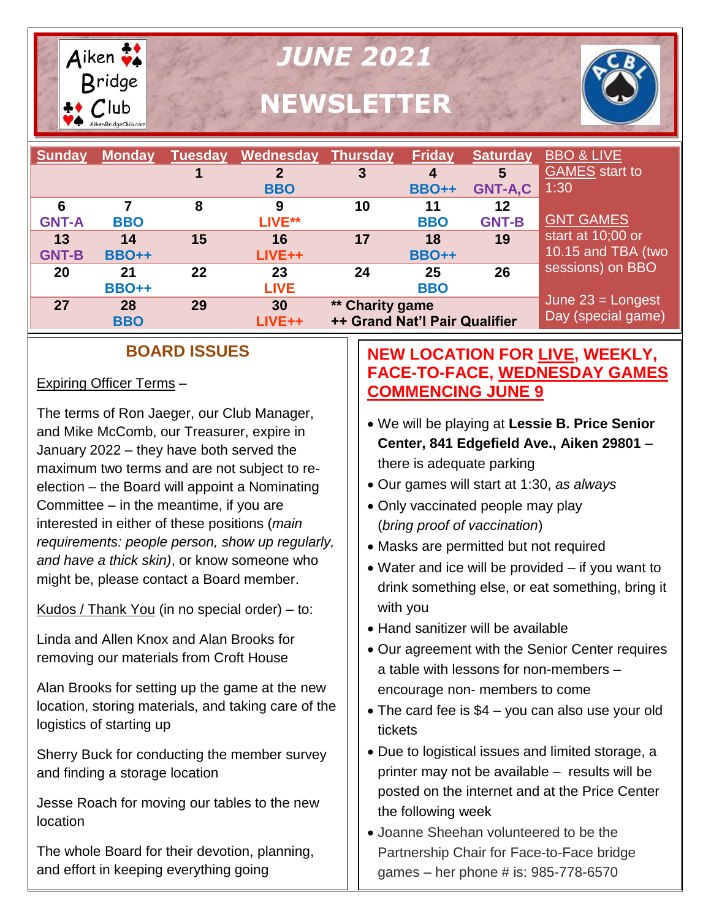# JUNE 2021 NEWSLETTER

| Sunday | Monday | Tuesday | Wednesday | Thursday | Friday | Saturday |
|---|---|---|---|---|---|---|
| | | 1 | 2 BBO | 3 | 4 BBO++ | 5 GNT-A,C |
| 6 GNT-A | 7 BBO | 8 | 9 LIVE** | 10 | 11 BBO | 12 GNT-B |
| 13 GNT-B | 14 BBO++ | 15 | 16 LIVE++ | 17 | 18 BBO++ | 19 |
| 20 | 21 BBO++ | 22 | 23 LIVE | 24 | 25 BBO | 26 |
| 27 | 28 BBO | 29 | 30 LIVE++ | ** Charity game ++ Grand Nat'l Pair Qualifier | | |

BBO & LIVE GAMES start to 1:30

GNT GAMES start at 10;00 or 10.15 and TBA (two sessions) on BBO

June 23 = Longest Day (special game)

## BOARD ISSUES

Expiring Officer Terms –

The terms of Ron Jaeger, our Club Manager, and Mike McComb, our Treasurer, expire in January 2022 – they have both served the maximum two terms and are not subject to re-election – the Board will appoint a Nominating Committee – in the meantime, if you are interested in either of these positions (*main requirements: people person, show up regularly, and have a thick skin)*, or know someone who might be, please contact a Board member.

Kudos / Thank You (in no special order) – to:

Linda and Allen Knox and Alan Brooks for removing our materials from Croft House

Alan Brooks for setting up the game at the new location, storing materials, and taking care of the logistics of starting up

Sherry Buck for conducting the member survey and finding a storage location

Jesse Roach for moving our tables to the new location

The whole Board for their devotion, planning, and effort in keeping everything going

## NEW LOCATION FOR LIVE, WEEKLY, FACE-TO-FACE, WEDNESDAY GAMES COMMENCING JUNE 9

- We will be playing at **Lessie B. Price Senior Center, 841 Edgefield Ave., Aiken 29801** – there is adequate parking
- Our games will start at 1:30, *as always*
- Only vaccinated people may play (*bring proof of vaccination*)
- Masks are permitted but not required
- Water and ice will be provided – if you want to drink something else, or eat something, bring it with you
- Hand sanitizer will be available
- Our agreement with the Senior Center requires a table with lessons for non-members – encourage non- members to come
- The card fee is $4 – you can also use your old tickets
- Due to logistical issues and limited storage, a printer may not be available – results will be posted on the internet and at the Price Center the following week
- Joanne Sheehan volunteered to be the Partnership Chair for Face-to-Face bridge games – her phone # is: 985-778-6570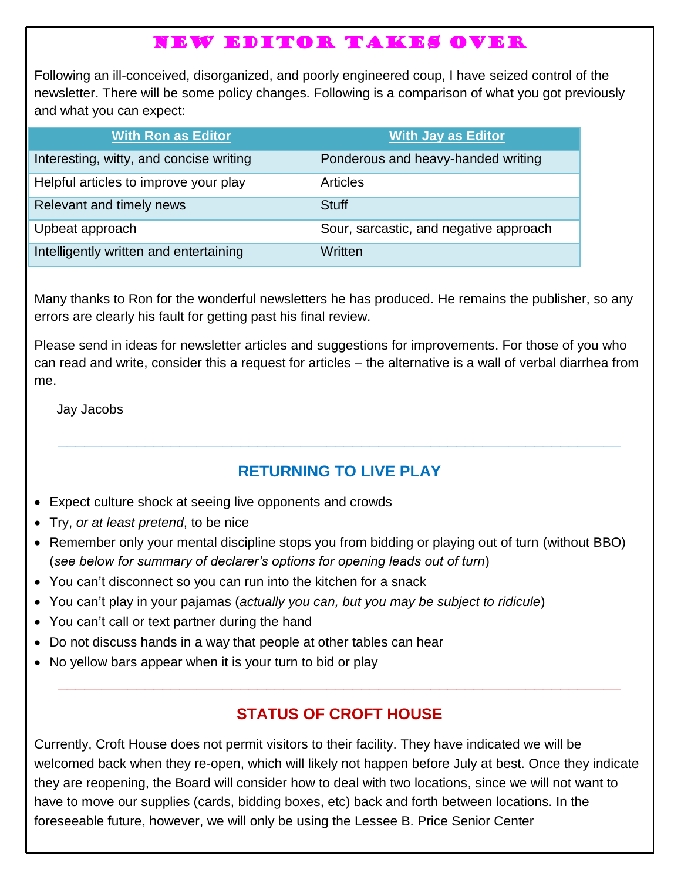# NEW EDITOR TAKES OVER

Following an ill-conceived, disorganized, and poorly engineered coup, I have seized control of the newsletter. There will be some policy changes. Following is a comparison of what you got previously and what you can expect:

| With Ron as Editor | With Jay as Editor |
|---|---|
| Interesting, witty, and concise writing | Ponderous and heavy-handed writing |
| Helpful articles to improve your play | Articles |
| Relevant and timely news | Stuff |
| Upbeat approach | Sour, sarcastic, and negative approach |
| Intelligently written and entertaining | Written |

Many thanks to Ron for the wonderful newsletters he has produced. He remains the publisher, so any errors are clearly his fault for getting past his final review.

Please send in ideas for newsletter articles and suggestions for improvements. For those of you who can read and write, consider this a request for articles – the alternative is a wall of verbal diarrhea from me.

Jay Jacobs

---

## RETURNING TO LIVE PLAY

- Expect culture shock at seeing live opponents and crowds
- Try, *or at least pretend*, to be nice
- Remember only your mental discipline stops you from bidding or playing out of turn (without BBO) (*see below for summary of declarer's options for opening leads out of turn*)
- You can't disconnect so you can run into the kitchen for a snack
- You can't play in your pajamas (*actually you can, but you may be subject to ridicule*)
- You can't call or text partner during the hand
- Do not discuss hands in a way that people at other tables can hear
- No yellow bars appear when it is your turn to bid or play

---

## STATUS OF CROFT HOUSE

Currently, Croft House does not permit visitors to their facility. They have indicated we will be welcomed back when they re-open, which will likely not happen before July at best. Once they indicate they are reopening, the Board will consider how to deal with two locations, since we will not want to have to move our supplies (cards, bidding boxes, etc) back and forth between locations. In the foreseeable future, however, we will only be using the Lessee B. Price Senior Center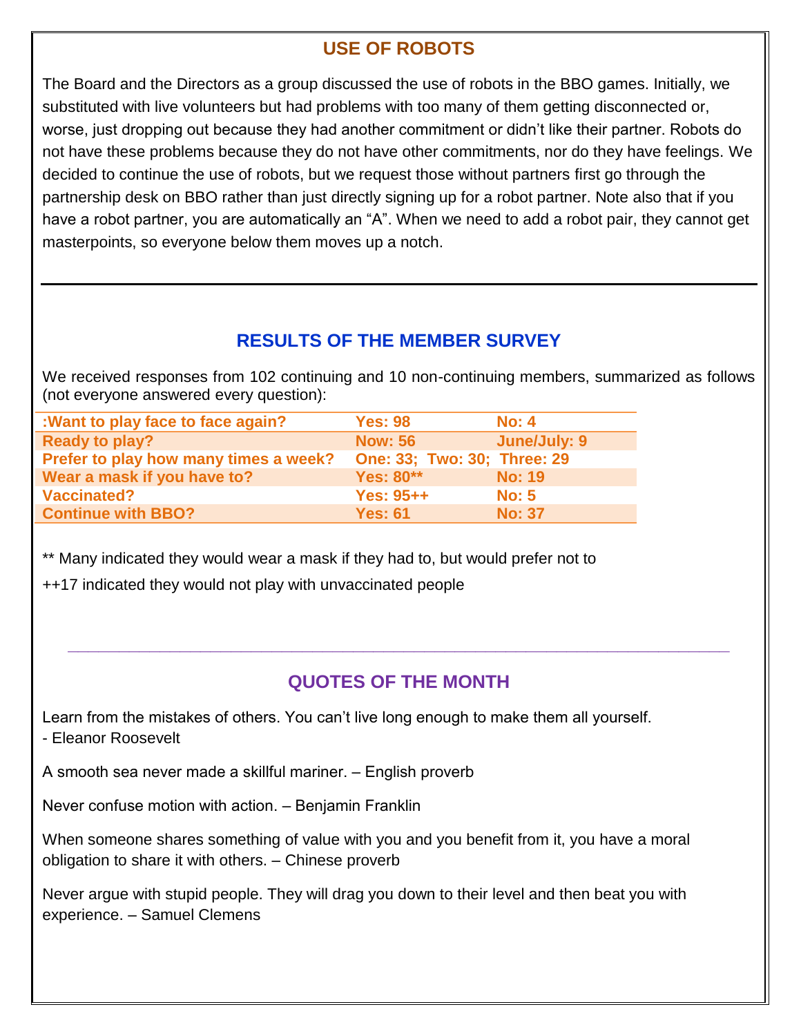## USE OF ROBOTS

The Board and the Directors as a group discussed the use of robots in the BBO games. Initially, we substituted with live volunteers but had problems with too many of them getting disconnected or, worse, just dropping out because they had another commitment or didn't like their partner. Robots do not have these problems because they do not have other commitments, nor do they have feelings. We decided to continue the use of robots, but we request those without partners first go through the partnership desk on BBO rather than just directly signing up for a robot partner. Note also that if you have a robot partner, you are automatically an "A". When we need to add a robot pair, they cannot get masterpoints, so everyone below them moves up a notch.

---

## RESULTS OF THE MEMBER SURVEY

We received responses from 102 continuing and 10 non-continuing members, summarized as follows (not everyone answered every question):

| :Want to play face to face again? | Yes: 98 | No: 4 |
|---|---|---|
| Ready to play? | Now: 56 | June/July: 9 |
| Prefer to play how many times a week? | One: 33; Two: 30; Three: 29 | |
| Wear a mask if you have to? | Yes: 80** | No: 19 |
| Vaccinated? | Yes: 95++ | No: 5 |
| Continue with BBO? | Yes: 61 | No: 37 |

** Many indicated they would wear a mask if they had to, but would prefer not to

++17 indicated they would not play with unvaccinated people

---

## QUOTES OF THE MONTH

Learn from the mistakes of others. You can't live long enough to make them all yourself.
- Eleanor Roosevelt

A smooth sea never made a skillful mariner. – English proverb

Never confuse motion with action. – Benjamin Franklin

When someone shares something of value with you and you benefit from it, you have a moral obligation to share it with others. – Chinese proverb

Never argue with stupid people. They will drag you down to their level and then beat you with experience. – Samuel Clemens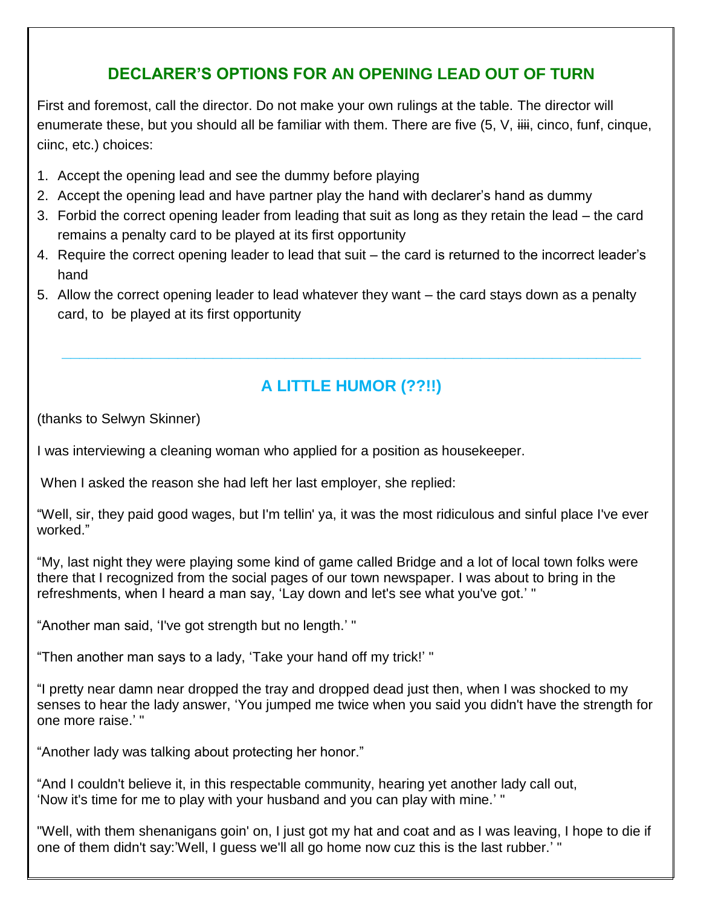## DECLARER'S OPTIONS FOR AN OPENING LEAD OUT OF TURN

First and foremost, call the director. Do not make your own rulings at the table. The director will enumerate these, but you should all be familiar with them. There are five (5, V, ~~iiii~~, cinco, funf, cinque, ciinc, etc.) choices:

1. Accept the opening lead and see the dummy before playing
2. Accept the opening lead and have partner play the hand with declarer's hand as dummy
3. Forbid the correct opening leader from leading that suit as long as they retain the lead – the card remains a penalty card to be played at its first opportunity
4. Require the correct opening leader to lead that suit – the card is returned to the incorrect leader's hand
5. Allow the correct opening leader to lead whatever they want – the card stays down as a penalty card, to be played at its first opportunity

---

## A LITTLE HUMOR (??!!)

(thanks to Selwyn Skinner)

I was interviewing a cleaning woman who applied for a position as housekeeper.

When I asked the reason she had left her last employer, she replied:

"Well, sir, they paid good wages, but I'm tellin' ya, it was the most ridiculous and sinful place I've ever worked."

"My, last night they were playing some kind of game called Bridge and a lot of local town folks were there that I recognized from the social pages of our town newspaper. I was about to bring in the refreshments, when I heard a man say, 'Lay down and let's see what you've got.' "

"Another man said, 'I've got strength but no length.' "

"Then another man says to a lady, 'Take your hand off my trick!' "

"I pretty near damn near dropped the tray and dropped dead just then, when I was shocked to my senses to hear the lady answer, 'You jumped me twice when you said you didn't have the strength for one more raise.' "

"Another lady was talking about protecting her honor."

"And I couldn't believe it, in this respectable community, hearing yet another lady call out, 'Now it's time for me to play with your husband and you can play with mine.' "

"Well, with them shenanigans goin' on, I just got my hat and coat and as I was leaving, I hope to die if one of them didn't say:'Well, I guess we'll all go home now cuz this is the last rubber.' "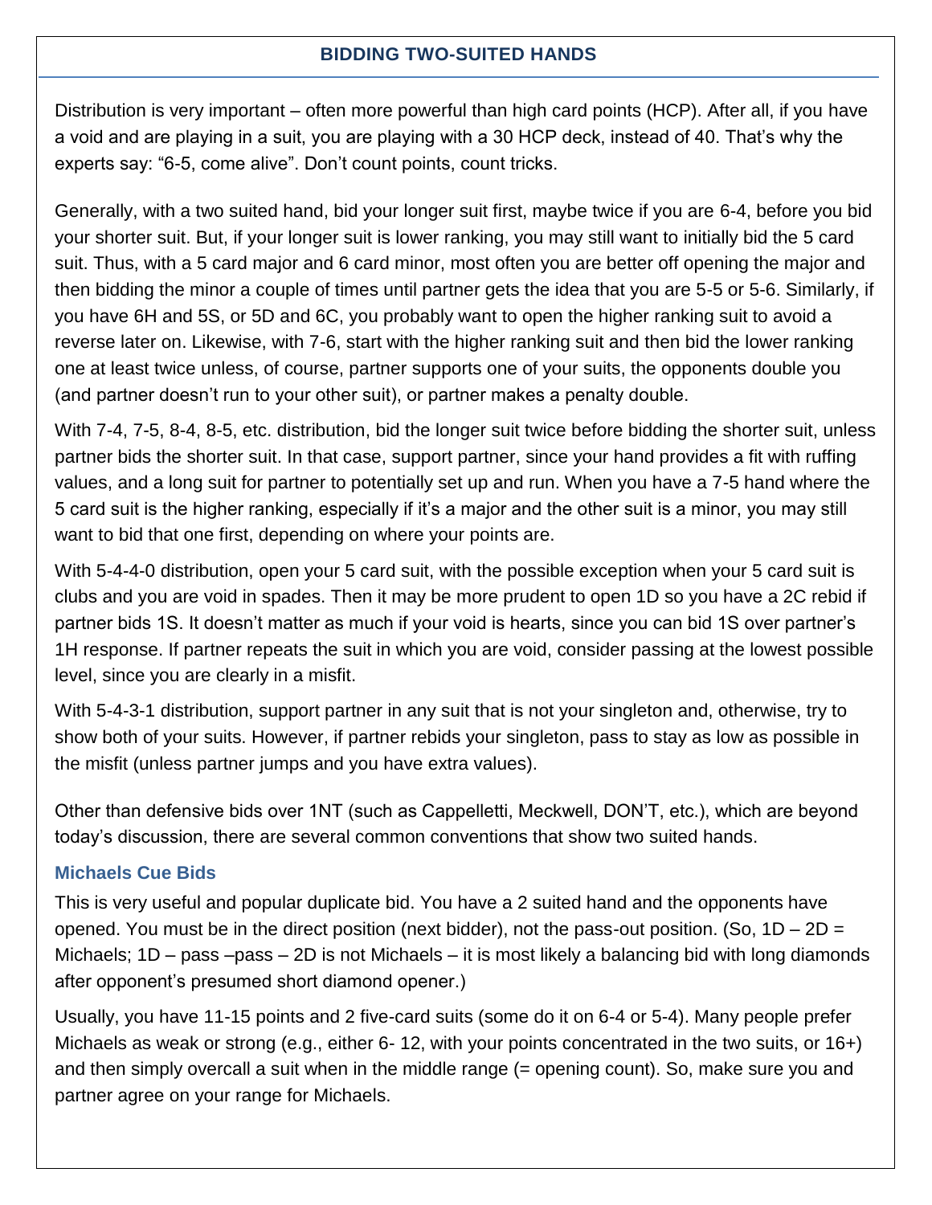## BIDDING TWO-SUITED HANDS

Distribution is very important – often more powerful than high card points (HCP). After all, if you have a void and are playing in a suit, you are playing with a 30 HCP deck, instead of 40. That's why the experts say: "6-5, come alive". Don't count points, count tricks.

Generally, with a two suited hand, bid your longer suit first, maybe twice if you are 6-4, before you bid your shorter suit. But, if your longer suit is lower ranking, you may still want to initially bid the 5 card suit. Thus, with a 5 card major and 6 card minor, most often you are better off opening the major and then bidding the minor a couple of times until partner gets the idea that you are 5-5 or 5-6. Similarly, if you have 6H and 5S, or 5D and 6C, you probably want to open the higher ranking suit to avoid a reverse later on. Likewise, with 7-6, start with the higher ranking suit and then bid the lower ranking one at least twice unless, of course, partner supports one of your suits, the opponents double you (and partner doesn't run to your other suit), or partner makes a penalty double.

With 7-4, 7-5, 8-4, 8-5, etc. distribution, bid the longer suit twice before bidding the shorter suit, unless partner bids the shorter suit. In that case, support partner, since your hand provides a fit with ruffing values, and a long suit for partner to potentially set up and run. When you have a 7-5 hand where the 5 card suit is the higher ranking, especially if it's a major and the other suit is a minor, you may still want to bid that one first, depending on where your points are.

With 5-4-4-0 distribution, open your 5 card suit, with the possible exception when your 5 card suit is clubs and you are void in spades. Then it may be more prudent to open 1D so you have a 2C rebid if partner bids 1S. It doesn't matter as much if your void is hearts, since you can bid 1S over partner's 1H response. If partner repeats the suit in which you are void, consider passing at the lowest possible level, since you are clearly in a misfit.

With 5-4-3-1 distribution, support partner in any suit that is not your singleton and, otherwise, try to show both of your suits. However, if partner rebids your singleton, pass to stay as low as possible in the misfit (unless partner jumps and you have extra values).

Other than defensive bids over 1NT (such as Cappelletti, Meckwell, DON'T, etc.), which are beyond today's discussion, there are several common conventions that show two suited hands.

### Michaels Cue Bids

This is very useful and popular duplicate bid. You have a 2 suited hand and the opponents have opened. You must be in the direct position (next bidder), not the pass-out position. (So, 1D – 2D = Michaels; 1D – pass –pass – 2D is not Michaels – it is most likely a balancing bid with long diamonds after opponent's presumed short diamond opener.)

Usually, you have 11-15 points and 2 five-card suits (some do it on 6-4 or 5-4). Many people prefer Michaels as weak or strong (e.g., either 6- 12, with your points concentrated in the two suits, or 16+) and then simply overcall a suit when in the middle range (= opening count). So, make sure you and partner agree on your range for Michaels.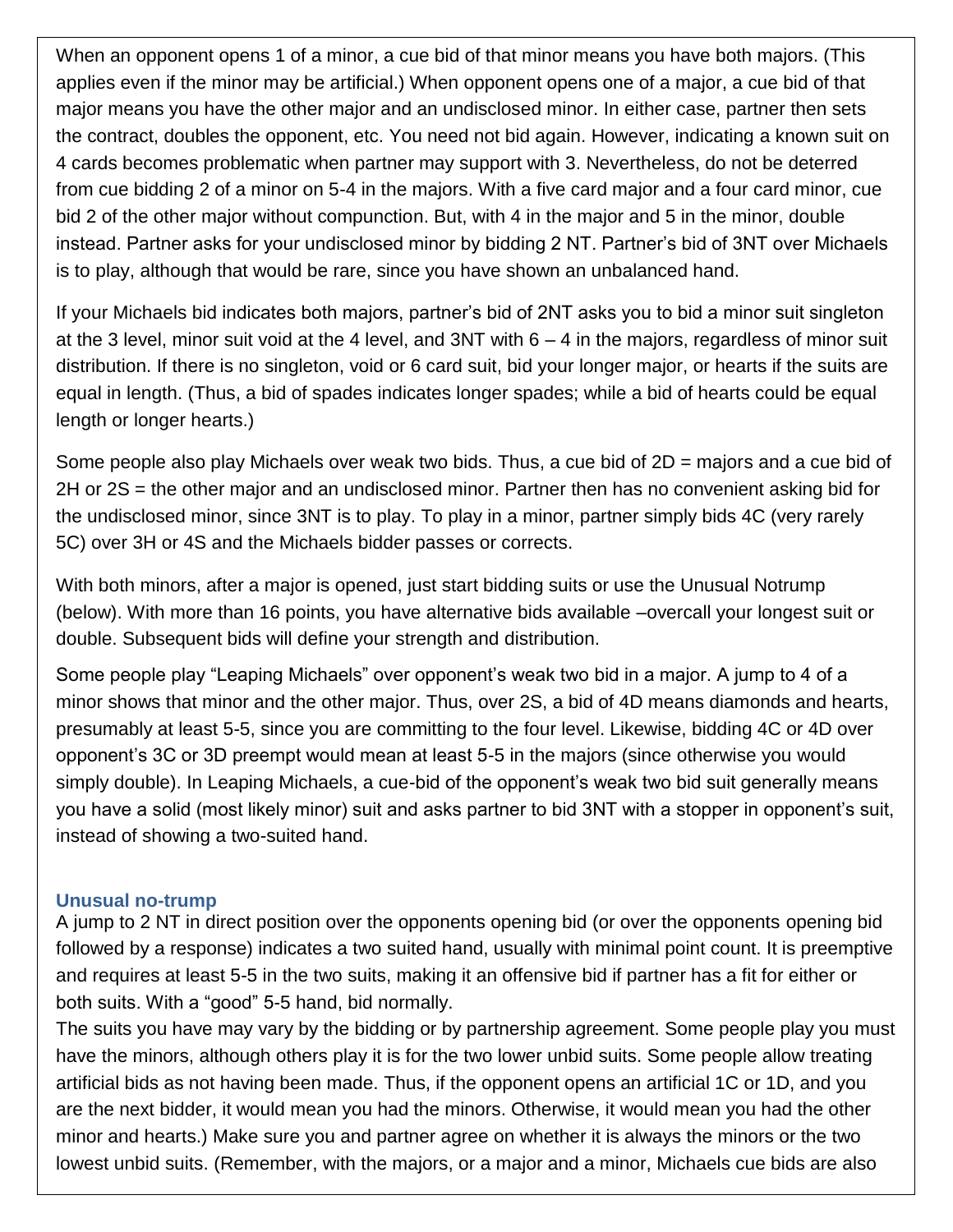When an opponent opens 1 of a minor, a cue bid of that minor means you have both majors. (This applies even if the minor may be artificial.) When opponent opens one of a major, a cue bid of that major means you have the other major and an undisclosed minor. In either case, partner then sets the contract, doubles the opponent, etc. You need not bid again. However, indicating a known suit on 4 cards becomes problematic when partner may support with 3. Nevertheless, do not be deterred from cue bidding 2 of a minor on 5-4 in the majors. With a five card major and a four card minor, cue bid 2 of the other major without compunction. But, with 4 in the major and 5 in the minor, double instead. Partner asks for your undisclosed minor by bidding 2 NT. Partner's bid of 3NT over Michaels is to play, although that would be rare, since you have shown an unbalanced hand.

If your Michaels bid indicates both majors, partner's bid of 2NT asks you to bid a minor suit singleton at the 3 level, minor suit void at the 4 level, and 3NT with 6 – 4 in the majors, regardless of minor suit distribution. If there is no singleton, void or 6 card suit, bid your longer major, or hearts if the suits are equal in length. (Thus, a bid of spades indicates longer spades; while a bid of hearts could be equal length or longer hearts.)

Some people also play Michaels over weak two bids. Thus, a cue bid of 2D = majors and a cue bid of 2H or 2S = the other major and an undisclosed minor. Partner then has no convenient asking bid for the undisclosed minor, since 3NT is to play. To play in a minor, partner simply bids 4C (very rarely 5C) over 3H or 4S and the Michaels bidder passes or corrects.

With both minors, after a major is opened, just start bidding suits or use the Unusual Notrump (below). With more than 16 points, you have alternative bids available –overcall your longest suit or double. Subsequent bids will define your strength and distribution.

Some people play "Leaping Michaels" over opponent's weak two bid in a major. A jump to 4 of a minor shows that minor and the other major. Thus, over 2S, a bid of 4D means diamonds and hearts, presumably at least 5-5, since you are committing to the four level. Likewise, bidding 4C or 4D over opponent's 3C or 3D preempt would mean at least 5-5 in the majors (since otherwise you would simply double). In Leaping Michaels, a cue-bid of the opponent's weak two bid suit generally means you have a solid (most likely minor) suit and asks partner to bid 3NT with a stopper in opponent's suit, instead of showing a two-suited hand.

### Unusual no-trump

A jump to 2 NT in direct position over the opponents opening bid (or over the opponents opening bid followed by a response) indicates a two suited hand, usually with minimal point count. It is preemptive and requires at least 5-5 in the two suits, making it an offensive bid if partner has a fit for either or both suits. With a "good" 5-5 hand, bid normally.

The suits you have may vary by the bidding or by partnership agreement. Some people play you must have the minors, although others play it is for the two lower unbid suits. Some people allow treating artificial bids as not having been made. Thus, if the opponent opens an artificial 1C or 1D, and you are the next bidder, it would mean you had the minors. Otherwise, it would mean you had the other minor and hearts.) Make sure you and partner agree on whether it is always the minors or the two lowest unbid suits. (Remember, with the majors, or a major and a minor, Michaels cue bids are also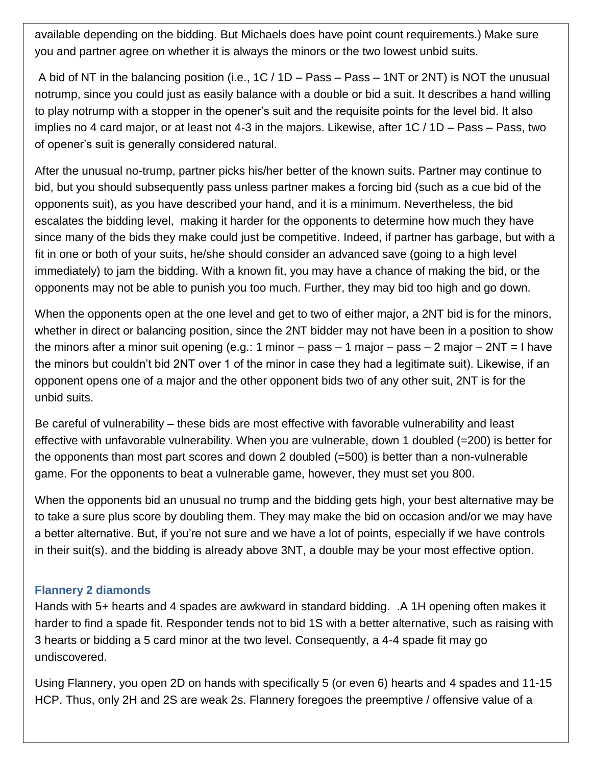available depending on the bidding. But Michaels does have point count requirements.) Make sure you and partner agree on whether it is always the minors or the two lowest unbid suits.

A bid of NT in the balancing position (i.e., 1C / 1D – Pass – Pass – 1NT or 2NT) is NOT the unusual notrump, since you could just as easily balance with a double or bid a suit. It describes a hand willing to play notrump with a stopper in the opener's suit and the requisite points for the level bid. It also implies no 4 card major, or at least not 4-3 in the majors. Likewise, after 1C / 1D – Pass – Pass, two of opener's suit is generally considered natural.

After the unusual no-trump, partner picks his/her better of the known suits. Partner may continue to bid, but you should subsequently pass unless partner makes a forcing bid (such as a cue bid of the opponents suit), as you have described your hand, and it is a minimum. Nevertheless, the bid escalates the bidding level, making it harder for the opponents to determine how much they have since many of the bids they make could just be competitive. Indeed, if partner has garbage, but with a fit in one or both of your suits, he/she should consider an advanced save (going to a high level immediately) to jam the bidding. With a known fit, you may have a chance of making the bid, or the opponents may not be able to punish you too much. Further, they may bid too high and go down.

When the opponents open at the one level and get to two of either major, a 2NT bid is for the minors, whether in direct or balancing position, since the 2NT bidder may not have been in a position to show the minors after a minor suit opening (e.g.: 1 minor – pass – 1 major – pass – 2 major – 2NT = I have the minors but couldn't bid 2NT over 1 of the minor in case they had a legitimate suit). Likewise, if an opponent opens one of a major and the other opponent bids two of any other suit, 2NT is for the unbid suits.

Be careful of vulnerability – these bids are most effective with favorable vulnerability and least effective with unfavorable vulnerability. When you are vulnerable, down 1 doubled (=200) is better for the opponents than most part scores and down 2 doubled (=500) is better than a non-vulnerable game. For the opponents to beat a vulnerable game, however, they must set you 800.

When the opponents bid an unusual no trump and the bidding gets high, your best alternative may be to take a sure plus score by doubling them. They may make the bid on occasion and/or we may have a better alternative. But, if you're not sure and we have a lot of points, especially if we have controls in their suit(s). and the bidding is already above 3NT, a double may be your most effective option.

### Flannery 2 diamonds

Hands with 5+ hearts and 4 spades are awkward in standard bidding. .A 1H opening often makes it harder to find a spade fit. Responder tends not to bid 1S with a better alternative, such as raising with 3 hearts or bidding a 5 card minor at the two level. Consequently, a 4-4 spade fit may go undiscovered.

Using Flannery, you open 2D on hands with specifically 5 (or even 6) hearts and 4 spades and 11-15 HCP. Thus, only 2H and 2S are weak 2s. Flannery foregoes the preemptive / offensive value of a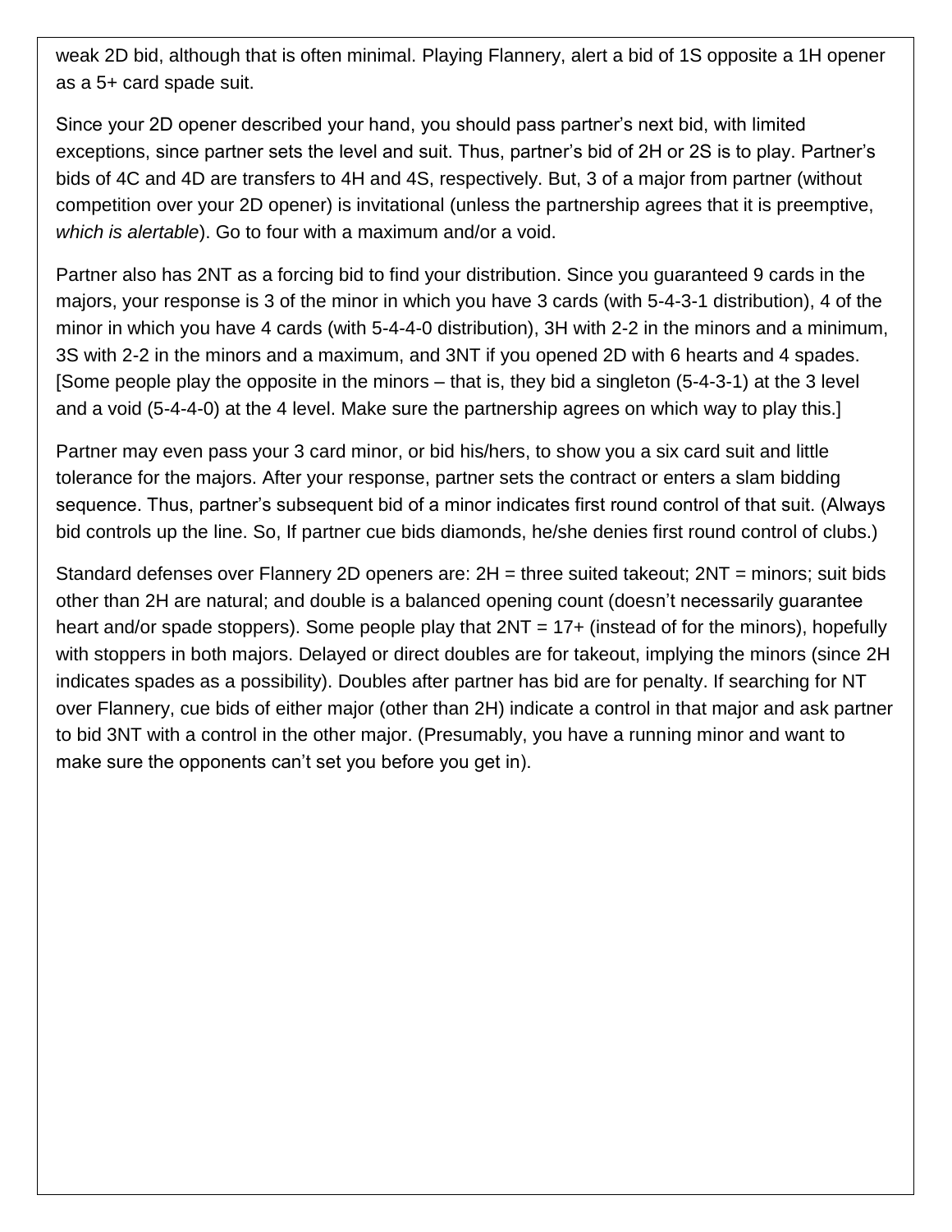weak 2D bid, although that is often minimal. Playing Flannery, alert a bid of 1S opposite a 1H opener as a 5+ card spade suit.

Since your 2D opener described your hand, you should pass partner's next bid, with limited exceptions, since partner sets the level and suit. Thus, partner's bid of 2H or 2S is to play. Partner's bids of 4C and 4D are transfers to 4H and 4S, respectively. But, 3 of a major from partner (without competition over your 2D opener) is invitational (unless the partnership agrees that it is preemptive, *which is alertable*). Go to four with a maximum and/or a void.

Partner also has 2NT as a forcing bid to find your distribution. Since you guaranteed 9 cards in the majors, your response is 3 of the minor in which you have 3 cards (with 5-4-3-1 distribution), 4 of the minor in which you have 4 cards (with 5-4-4-0 distribution), 3H with 2-2 in the minors and a minimum, 3S with 2-2 in the minors and a maximum, and 3NT if you opened 2D with 6 hearts and 4 spades. [Some people play the opposite in the minors – that is, they bid a singleton (5-4-3-1) at the 3 level and a void (5-4-4-0) at the 4 level. Make sure the partnership agrees on which way to play this.]

Partner may even pass your 3 card minor, or bid his/hers, to show you a six card suit and little tolerance for the majors. After your response, partner sets the contract or enters a slam bidding sequence. Thus, partner's subsequent bid of a minor indicates first round control of that suit. (Always bid controls up the line. So, If partner cue bids diamonds, he/she denies first round control of clubs.)

Standard defenses over Flannery 2D openers are: 2H = three suited takeout; 2NT = minors; suit bids other than 2H are natural; and double is a balanced opening count (doesn't necessarily guarantee heart and/or spade stoppers). Some people play that 2NT = 17+ (instead of for the minors), hopefully with stoppers in both majors. Delayed or direct doubles are for takeout, implying the minors (since 2H indicates spades as a possibility). Doubles after partner has bid are for penalty. If searching for NT over Flannery, cue bids of either major (other than 2H) indicate a control in that major and ask partner to bid 3NT with a control in the other major. (Presumably, you have a running minor and want to make sure the opponents can't set you before you get in).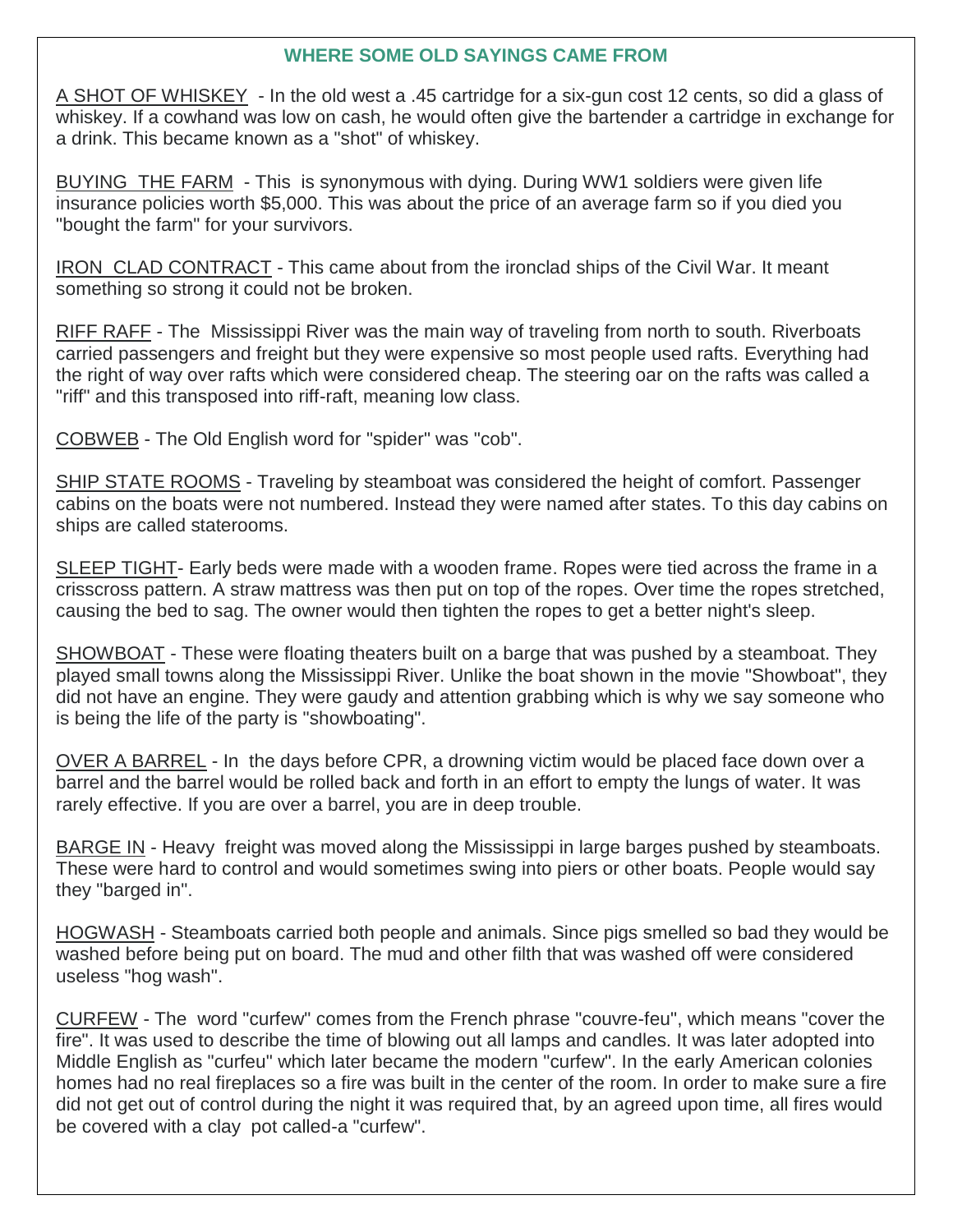## WHERE SOME OLD SAYINGS CAME FROM

<u>A SHOT OF WHISKEY</u> - In the old west a .45 cartridge for a six-gun cost 12 cents, so did a glass of whiskey. If a cowhand was low on cash, he would often give the bartender a cartridge in exchange for a drink. This became known as a "shot" of whiskey.

<u>BUYING THE FARM</u> - This is synonymous with dying. During WW1 soldiers were given life insurance policies worth $5,000. This was about the price of an average farm so if you died you "bought the farm" for your survivors.

<u>IRON CLAD CONTRACT</u> - This came about from the ironclad ships of the Civil War. It meant something so strong it could not be broken.

<u>RIFF RAFF</u> - The Mississippi River was the main way of traveling from north to south. Riverboats carried passengers and freight but they were expensive so most people used rafts. Everything had the right of way over rafts which were considered cheap. The steering oar on the rafts was called a "riff" and this transposed into riff-raft, meaning low class.

<u>COBWEB</u> - The Old English word for "spider" was "cob".

<u>SHIP STATE ROOMS</u> - Traveling by steamboat was considered the height of comfort. Passenger cabins on the boats were not numbered. Instead they were named after states. To this day cabins on ships are called staterooms.

<u>SLEEP TIGHT</u>- Early beds were made with a wooden frame. Ropes were tied across the frame in a crisscross pattern. A straw mattress was then put on top of the ropes. Over time the ropes stretched, causing the bed to sag. The owner would then tighten the ropes to get a better night's sleep.

<u>SHOWBOAT</u> - These were floating theaters built on a barge that was pushed by a steamboat. They played small towns along the Mississippi River. Unlike the boat shown in the movie "Showboat", they did not have an engine. They were gaudy and attention grabbing which is why we say someone who is being the life of the party is "showboating".

<u>OVER A BARREL</u> - In the days before CPR, a drowning victim would be placed face down over a barrel and the barrel would be rolled back and forth in an effort to empty the lungs of water. It was rarely effective. If you are over a barrel, you are in deep trouble.

<u>BARGE IN</u> - Heavy freight was moved along the Mississippi in large barges pushed by steamboats. These were hard to control and would sometimes swing into piers or other boats. People would say they "barged in".

<u>HOGWASH</u> - Steamboats carried both people and animals. Since pigs smelled so bad they would be washed before being put on board. The mud and other filth that was washed off were considered useless "hog wash".

<u>CURFEW</u> - The word "curfew" comes from the French phrase "couvre-feu", which means "cover the fire". It was used to describe the time of blowing out all lamps and candles. It was later adopted into Middle English as "curfeu" which later became the modern "curfew". In the early American colonies homes had no real fireplaces so a fire was built in the center of the room. In order to make sure a fire did not get out of control during the night it was required that, by an agreed upon time, all fires would be covered with a clay pot called-a "curfew".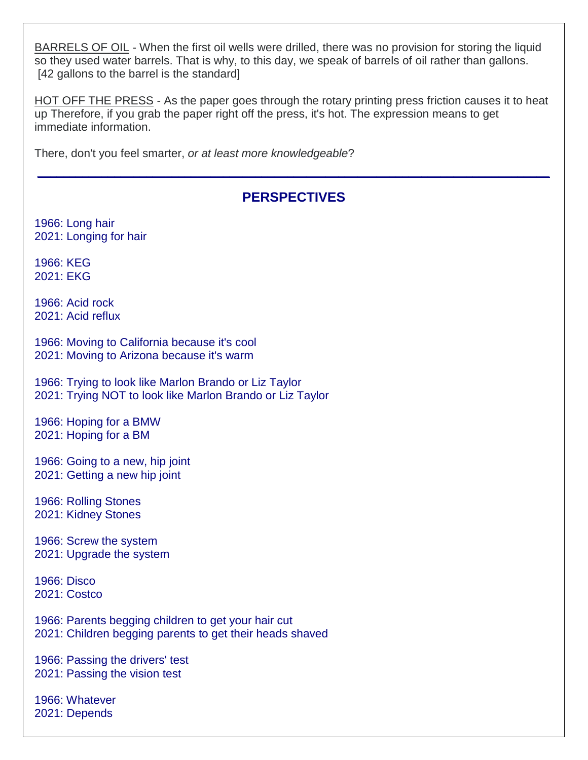<u>BARRELS OF OIL</u> - When the first oil wells were drilled, there was no provision for storing the liquid so they used water barrels. That is why, to this day, we speak of barrels of oil rather than gallons. [42 gallons to the barrel is the standard]

<u>HOT OFF THE PRESS</u> - As the paper goes through the rotary printing press friction causes it to heat up Therefore, if you grab the paper right off the press, it's hot. The expression means to get immediate information.

There, don't you feel smarter, *or at least more knowledgeable*?

---

## PERSPECTIVES

1966: Long hair
2021: Longing for hair

1966: KEG
2021: EKG

1966: Acid rock
2021: Acid reflux

1966: Moving to California because it's cool
2021: Moving to Arizona because it's warm

1966: Trying to look like Marlon Brando or Liz Taylor
2021: Trying NOT to look like Marlon Brando or Liz Taylor

1966: Hoping for a BMW
2021: Hoping for a BM

1966: Going to a new, hip joint
2021: Getting a new hip joint

1966: Rolling Stones
2021: Kidney Stones

1966: Screw the system
2021: Upgrade the system

1966: Disco
2021: Costco

1966: Parents begging children to get your hair cut
2021: Children begging parents to get their heads shaved

1966: Passing the drivers' test
2021: Passing the vision test

1966: Whatever
2021: Depends